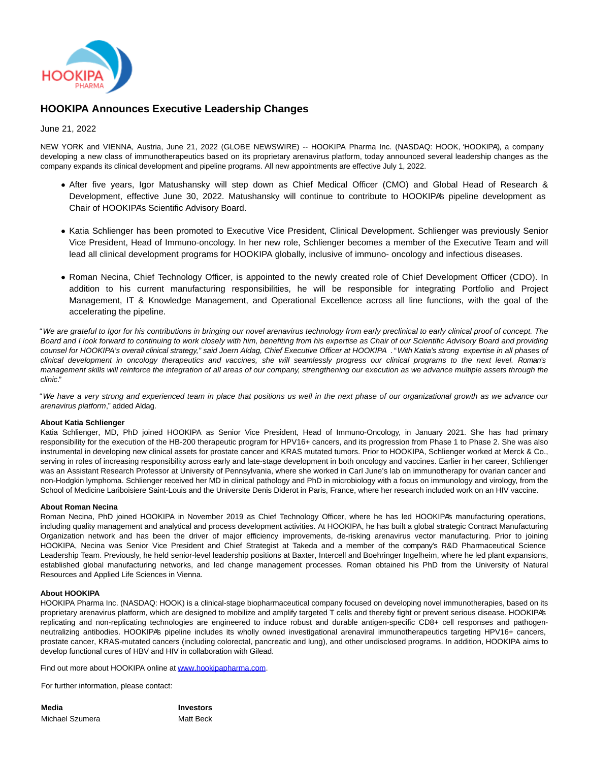# HOOKIPA Announces Executive Leadership Changes

June 21, 2022

NEW YORK and VIENNA, Austria, June 21, 2022 (GLOBE NEWSWIRE) -- HOOKIPA Pharma Inc. (NASDAQ: HOOK, 'HOOKIPA'), a company developing a new class of immunotherapeutics based on its proprietary arenavirus platform, today announced several leadership changes as the company expands its clinical development and pipeline programs. All new appointments are effective July 1, 2022.

- After five years, Igor Matushansky will step down as Chief Medical Officer (CMO) and Global Head of Research & Development, effective June 30, 2022. Matushansky will continue to contribute to HOOKIPA's pipeline development as Chair of HOOKIPA's Scientific Advisory Board.
- Katia Schlienger has been promoted to Executive Vice President, Clinical Development. Schlienger was previously Senior Vice President, Head of Immuno-oncology. In her new role, Schlienger becomes a member of the Executive Team and will lead all clinical development programs for HOOKIPA globally, inclusive of immuno- oncology and infectious diseases.
- Roman Necina, Chief Technology Officer, is appointed to the newly created role of Chief Development Officer (CDO). In addition to his current manufacturing responsibilities, he will be responsible for integrating Portfolio and Project Management, IT & Knowledge Management, and Operational Excellence across all line functions, with the goal of the accelerating the pipeline.

"*We are grateful to Igor for his contributions in bringing our novel arenavirus technology from early preclinical to early clinical proof of concept. The Board and I look forward to continuing to work closely with him, benefiting from his expertise as Chair of our Scientific Advisory Board and providing counsel for HOOKIPA's overall clinical strategy,*" said Joern Aldag, Chief Executive Officer at HOOKIPA . "*With Katia's strong expertise in all phases of clinical development in oncology therapeutics and vaccines, she will seamlessly progress our clinical programs to the next level. Roman's management skills will reinforce the integration of all areas of our company, strengthening our execution as we advance multiple assets through the clinic.*"

"*We have a very strong and experienced team in place that positions us well in the next phase of our organizational growth as we advance our arenavirus platform*," added Aldag.

**About Katia Schlienger**
Katia Schlienger, MD, PhD joined HOOKIPA as Senior Vice President, Head of Immuno-Oncology, in January 2021. She has had primary responsibility for the execution of the HB-200 therapeutic program for HPV16+ cancers, and its progression from Phase 1 to Phase 2. She was also instrumental in developing new clinical assets for prostate cancer and KRAS mutated tumors. Prior to HOOKIPA, Schlienger worked at Merck & Co., serving in roles of increasing responsibility across early and late-stage development in both oncology and vaccines. Earlier in her career, Schlienger was an Assistant Research Professor at University of Pennsylvania, where she worked in Carl June's lab on immunotherapy for ovarian cancer and non-Hodgkin lymphoma. Schlienger received her MD in clinical pathology and PhD in microbiology with a focus on immunology and virology, from the School of Medicine Lariboisiere Saint-Louis and the Universite Denis Diderot in Paris, France, where her research included work on an HIV vaccine.

**About Roman Necina**
Roman Necina, PhD joined HOOKIPA in November 2019 as Chief Technology Officer, where he has led HOOKIPA's manufacturing operations, including quality management and analytical and process development activities. At HOOKIPA, he has built a global strategic Contract Manufacturing Organization network and has been the driver of major efficiency improvements, de-risking arenavirus vector manufacturing. Prior to joining HOOKIPA, Necina was Senior Vice President and Chief Strategist at Takeda and a member of the company's R&D Pharmaceutical Science Leadership Team. Previously, he held senior-level leadership positions at Baxter, Intercell and Boehringer Ingelheim, where he led plant expansions, established global manufacturing networks, and led change management processes. Roman obtained his PhD from the University of Natural Resources and Applied Life Sciences in Vienna.

**About HOOKIPA**
HOOKIPA Pharma Inc. (NASDAQ: HOOK) is a clinical-stage biopharmaceutical company focused on developing novel immunotherapies, based on its proprietary arenavirus platform, which are designed to mobilize and amplify targeted T cells and thereby fight or prevent serious disease. HOOKIPA's replicating and non-replicating technologies are engineered to induce robust and durable antigen-specific CD8+ cell responses and pathogen-neutralizing antibodies. HOOKIPA's pipeline includes its wholly owned investigational arenaviral immunotherapeutics targeting HPV16+ cancers, prostate cancer, KRAS-mutated cancers (including colorectal, pancreatic and lung), and other undisclosed programs. In addition, HOOKIPA aims to develop functional cures of HBV and HIV in collaboration with Gilead.

Find out more about HOOKIPA online at [www.hookipapharma.com](http://www.hookipapharma.com).

For further information, please contact:

| **Media** | **Investors** |
|---|---|
| Michael Szumera | Matt Beck |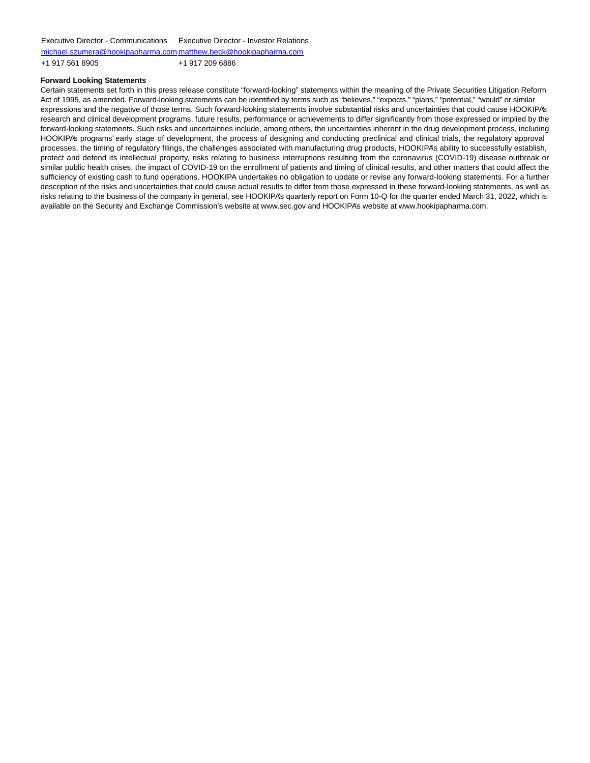| | |
|---|---|
| Executive Director - Communications | Executive Director - Investor Relations |
| michael.szumera@hookipapharma.com | matthew.beck@hookipapharma.com |
| +1 917 561 8905 | +1 917 209 6886 |

**Forward Looking Statements**

Certain statements set forth in this press release constitute "forward-looking" statements within the meaning of the Private Securities Litigation Reform Act of 1995, as amended. Forward-looking statements can be identified by terms such as "believes," "expects," "plans," "potential," "would" or similar expressions and the negative of those terms. Such forward-looking statements involve substantial risks and uncertainties that could cause HOOKIPA's research and clinical development programs, future results, performance or achievements to differ significantly from those expressed or implied by the forward-looking statements. Such risks and uncertainties include, among others, the uncertainties inherent in the drug development process, including HOOKIPA's programs' early stage of development, the process of designing and conducting preclinical and clinical trials, the regulatory approval processes, the timing of regulatory filings, the challenges associated with manufacturing drug products, HOOKIPA's ability to successfully establish, protect and defend its intellectual property, risks relating to business interruptions resulting from the coronavirus (COVID-19) disease outbreak or similar public health crises, the impact of COVID-19 on the enrollment of patients and timing of clinical results, and other matters that could affect the sufficiency of existing cash to fund operations. HOOKIPA undertakes no obligation to update or revise any forward-looking statements. For a further description of the risks and uncertainties that could cause actual results to differ from those expressed in these forward-looking statements, as well as risks relating to the business of the company in general, see HOOKIPA's quarterly report on Form 10-Q for the quarter ended March 31, 2022, which is available on the Security and Exchange Commission's website at www.sec.gov and HOOKIPA's website at www.hookipapharma.com.